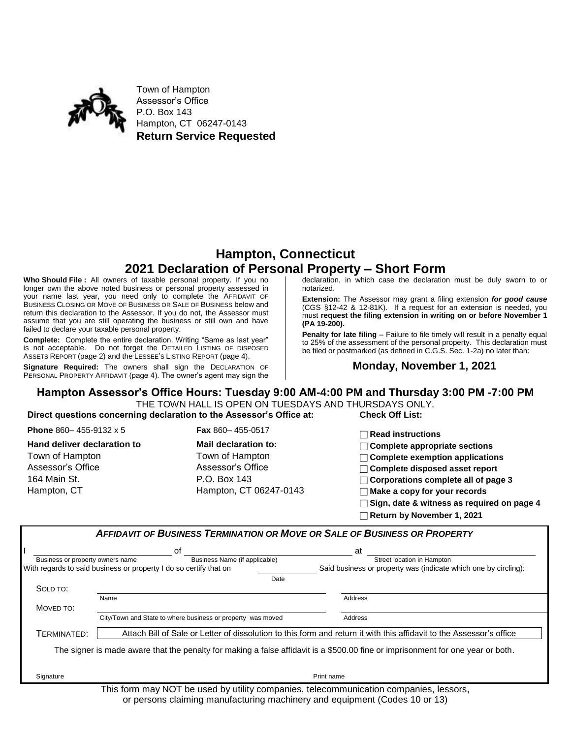Town of Hampton
Assessor's Office
P.O. Box 143
Hampton, CT 06247-0143
**Return Service Requested**

# Hampton, Connecticut
# 2021 Declaration of Personal Property – Short Form

**Who Should File :** All owners of taxable personal property. If you no longer own the above noted business or personal property assessed in your name last year, you need only to complete the AFFIDAVIT OF BUSINESS CLOSING OR MOVE OF BUSINESS OR SALE OF BUSINESS below and return this declaration to the Assessor. If you do not, the Assessor must assume that you are still operating the business or still own and have failed to declare your taxable personal property.

**Complete:** Complete the entire declaration. Writing "Same as last year" is not acceptable. Do not forget the DETAILED LISTING OF DISPOSED ASSETS REPORT (page 2) and the LESSEE'S LISTING REPORT (page 4).

**Signature Required:** The owners shall sign the DECLARATION OF PERSONAL PROPERTY AFFIDAVIT (page 4). The owner's agent may sign the declaration, in which case the declaration must be duly sworn to or notarized.

**Extension:** The Assessor may grant a filing extension ***for good cause*** (CGS §12-42 & 12-81K). If a request for an extension is needed, you must **request the filing extension in writing on or before November 1 (PA 19-200).**

**Penalty for late filing** – Failure to file timely will result in a penalty equal to 25% of the assessment of the personal property. This declaration must be filed or postmarked (as defined in C.G.S. Sec. 1-2a) no later than:

**Monday, November 1, 2021**

## Hampton Assessor's Office Hours: Tuesday 9:00 AM-4:00 PM and Thursday 3:00 PM -7:00 PM

THE TOWN HALL IS OPEN ON TUESDAYS AND THURSDAYS ONLY.

**Direct questions concerning declaration to the Assessor's Office at:**

**Phone** 860– 455-9132 x 5

**Fax** 860– 455-0517

**Hand deliver declaration to**
Town of Hampton
Assessor's Office
164 Main St.
Hampton, CT

**Mail declaration to:**
Town of Hampton
Assessor's Office
P.O. Box 143
Hampton, CT 06247-0143

**Check Off List:**

- ☐ **Read instructions**
- ☐ **Complete appropriate sections**
- ☐ **Complete exemption applications**
- ☐ **Complete disposed asset report**
- ☐ **Corporations complete all of page 3**
- ☐ **Make a copy for your records**
- ☐ **Sign, date & witness as required on page 4**
- ☐ **Return by November 1, 2021**

### *AFFIDAVIT OF BUSINESS TERMINATION OR MOVE OF SALE OF BUSINESS OR PROPERTY*

I ______________________ of ______________________ at ______________________
Business or property owners name — Business Name (if applicable) — Street location in Hampton

With regards to said business or property I do so certify that on ____________ (Date) Said business or property was (indicate which one by circling):

SOLD TO: ______________________ (Name) ______________________ (Address)

MOVED TO: ______________________ (City/Town and State to where business or property was moved) ______________________ (Address)

TERMINATED: Attach Bill of Sale or Letter of dissolution to this form and return it with this affidavit to the Assessor's office

The signer is made aware that the penalty for making a false affidavit is a $500.00 fine or imprisonment for one year or both.

Signature ______________________ Print name ______________________

This form may NOT be used by utility companies, telecommunication companies, lessors, or persons claiming manufacturing machinery and equipment (Codes 10 or 13)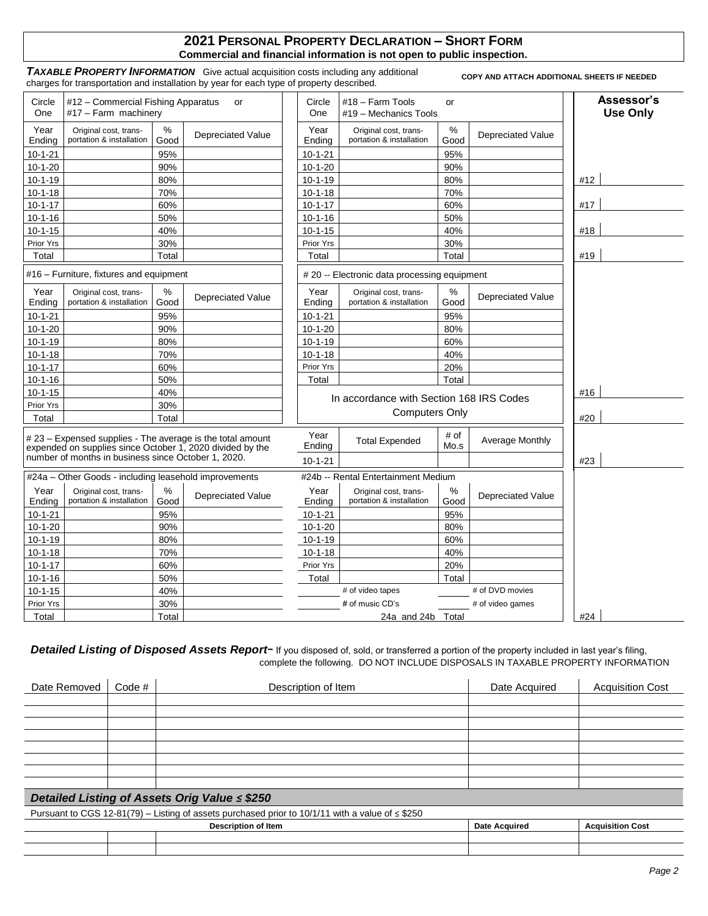## 2021 PERSONAL PROPERTY DECLARATION – SHORT FORM

**Commercial and financial information is not open to public inspection.**

***TAXABLE PROPERTY INFORMATION*** Give actual acquisition costs including any additional charges for transportation and installation by year for each type of property described.

**COPY AND ATTACH ADDITIONAL SHEETS IF NEEDED**

**Assessor's Use Only**

| Circle One | #12 – Commercial Fishing Apparatus or #17 – Farm machinery | | |
|---|---|---|---|
| Year Ending | Original cost, transportation & installation | % Good | Depreciated Value |
| 10-1-21 | | 95% | |
| 10-1-20 | | 90% | |
| 10-1-19 | | 80% | |
| 10-1-18 | | 70% | |
| 10-1-17 | | 60% | |
| 10-1-16 | | 50% | |
| 10-1-15 | | 40% | |
| Prior Yrs | | 30% | |
| Total | | Total | |

| Circle One | #18 – Farm Tools or #19 – Mechanics Tools | | |
|---|---|---|---|
| Year Ending | Original cost, transportation & installation | % Good | Depreciated Value |
| 10-1-21 | | 95% | |
| 10-1-20 | | 90% | |
| 10-1-19 | | 80% | |
| 10-1-18 | | 70% | |
| 10-1-17 | | 60% | |
| 10-1-16 | | 50% | |
| 10-1-15 | | 40% | |
| Prior Yrs | | 30% | |
| Total | | Total | |

| #16 – Furniture, fixtures and equipment | | | |
|---|---|---|---|
| Year Ending | Original cost, transportation & installation | % Good | Depreciated Value |
| 10-1-21 | | 95% | |
| 10-1-20 | | 90% | |
| 10-1-19 | | 80% | |
| 10-1-18 | | 70% | |
| 10-1-17 | | 60% | |
| 10-1-16 | | 50% | |
| 10-1-15 | | 40% | |
| Prior Yrs | | 30% | |
| Total | | Total | |

| # 20 -- Electronic data processing equipment | | | |
|---|---|---|---|
| Year Ending | Original cost, transportation & installation | % Good | Depreciated Value |
| 10-1-21 | | 95% | |
| 10-1-20 | | 80% | |
| 10-1-19 | | 60% | |
| 10-1-18 | | 40% | |
| Prior Yrs | | 20% | |
| Total | | Total | |

In accordance with Section 168 IRS Codes
Computers Only

| Assessor's Use Only | |
|---|---|
| #12 | |
| #17 | |
| #18 | |
| #19 | |
| #16 | |
| #20 | |
| #23 | |
| #24 | |

# 23 – Expensed supplies - The average is the total amount expended on supplies since October 1, 2020 divided by the number of months in business since October 1, 2020.

| Year Ending | Total Expended | # of Mo.s | Average Monthly |
|---|---|---|---|
| 10-1-21 | | | |

| #24a – Other Goods - including leasehold improvements | | | |
|---|---|---|---|
| Year Ending | Original cost, transportation & installation | % Good | Depreciated Value |
| 10-1-21 | | 95% | |
| 10-1-20 | | 90% | |
| 10-1-19 | | 80% | |
| 10-1-18 | | 70% | |
| 10-1-17 | | 60% | |
| 10-1-16 | | 50% | |
| 10-1-15 | | 40% | |
| Prior Yrs | | 30% | |
| Total | | Total | |

| #24b -- Rental Entertainment Medium | | | |
|---|---|---|---|
| Year Ending | Original cost, transportation & installation | % Good | Depreciated Value |
| 10-1-21 | | 95% | |
| 10-1-20 | | 80% | |
| 10-1-19 | | 60% | |
| 10-1-18 | | 40% | |
| Prior Yrs | | 20% | |
| Total | | Total | |
| | # of video tapes | | # of DVD movies |
| | # of music CD's | | # of video games |
| | 24a and 24b | Total | |

***Detailed Listing of Disposed Assets Report*** – If you disposed of, sold, or transferred a portion of the property included in last year's filing, complete the following. DO NOT INCLUDE DISPOSALS IN TAXABLE PROPERTY INFORMATION

| Date Removed | Code # | Description of Item | Date Acquired | Acquisition Cost |
|---|---|---|---|---|
| | | | | |
| | | | | |
| | | | | |
| | | | | |
| | | | | |
| | | | | |
| | | | | |
| | | | | |

### *Detailed Listing of Assets Orig Value ≤ $250*

Pursuant to CGS 12-81(79) – Listing of assets purchased prior to 10/1/11 with a value of ≤ $250

| Description of Item | | | Date Acquired | Acquisition Cost |
|---|---|---|---|---|
| | | | | |
| | | | | |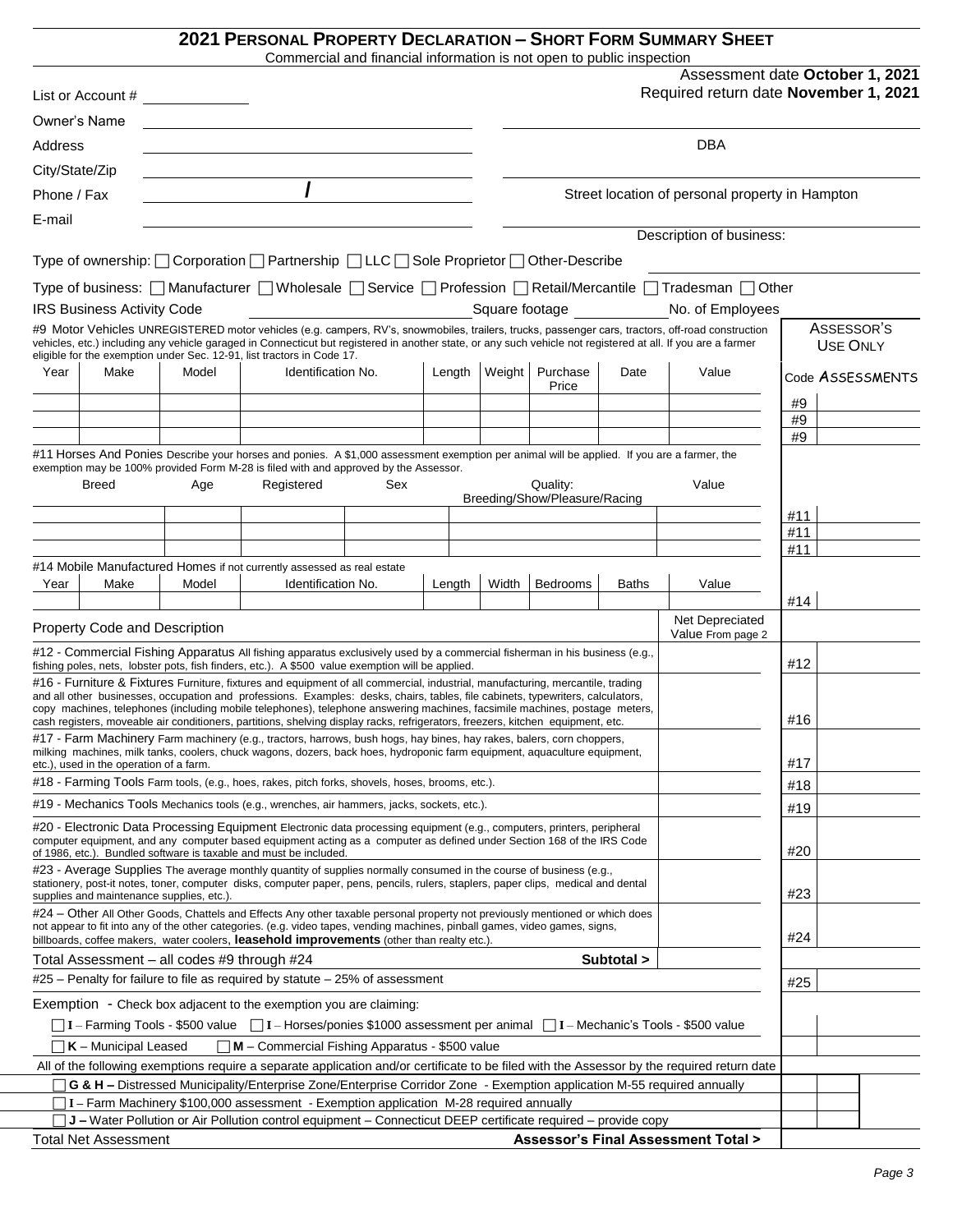# 2021 PERSONAL PROPERTY DECLARATION – SHORT FORM SUMMARY SHEET

Commercial and financial information is not open to public inspection

Assessment date **October 1, 2021**
Required return date **November 1, 2021**

List or Account # ______________

Owner's Name ______________________________

Address ______________________________ DBA

City/State/Zip ______________________________

Phone / Fax ______________ / ______________ Street location of personal property in Hampton

E-mail ______________________________

Description of business:

Type of ownership: ☐ Corporation ☐ Partnership ☐ LLC ☐ Sole Proprietor ☐ Other-Describe

Type of business: ☐ Manufacturer ☐ Wholesale ☐ Service ☐ Profession ☐ Retail/Mercantile ☐ Tradesman ☐ Other

IRS Business Activity Code ______________ Square footage ______________ No. of Employees ______________

**#9 Motor Vehicles** UNREGISTERED motor vehicles (e.g. campers, RV's, snowmobiles, trailers, trucks, passenger cars, tractors, off-road construction vehicles, etc.) including any vehicle garaged in Connecticut but registered in another state, or any such vehicle not registered at all. If you are a farmer eligible for the exemption under Sec. 12-91, list tractors in Code 17.

| Year | Make | Model | Identification No. | Length | Weight | Purchase Price | Date | Value | Assessor's Use Only Code | Assessments |
|---|---|---|---|---|---|---|---|---|---|---|
| | | | | | | | | | #9 | |
| | | | | | | | | | #9 | |
| | | | | | | | | | #9 | |

**#11 Horses And Ponies** Describe your horses and ponies. A $1,000 assessment exemption per animal will be applied. If you are a farmer, the exemption may be 100% provided Form M-28 is filed with and approved by the Assessor.

| Breed | Age | Registered | Sex | Quality: Breeding/Show/Pleasure/Racing | Value | Code | Assessments |
|---|---|---|---|---|---|---|---|
| | | | | | | #11 | |
| | | | | | | #11 | |
| | | | | | | #11 | |

**#14 Mobile Manufactured Homes** if not currently assessed as real estate

| Year | Make | Model | Identification No. | Length | Width | Bedrooms | Baths | Value | Code | Assessments |
|---|---|---|---|---|---|---|---|---|---|---|
| | | | | | | | | | #14 | |

| Property Code and Description | Net Depreciated Value From page 2 | Code | Assessments |
|---|---|---|---|
| **#12 - Commercial Fishing Apparatus** All fishing apparatus exclusively used by a commercial fisherman in his business (e.g., fishing poles, nets, lobster pots, fish finders, etc.). A $500 value exemption will be applied. | | #12 | |
| **#16 - Furniture & Fixtures** Furniture, fixtures and equipment of all commercial, industrial, manufacturing, mercantile, trading and all other businesses, occupation and professions. Examples: desks, chairs, tables, file cabinets, typewriters, calculators, copy machines, telephones (including mobile telephones), telephone answering machines, facsimile machines, postage meters, cash registers, moveable air conditioners, partitions, shelving display racks, refrigerators, freezers, kitchen equipment, etc. | | #16 | |
| **#17 - Farm Machinery** Farm machinery (e.g., tractors, harrows, bush hogs, hay bines, hay rakes, balers, corn choppers, milking machines, milk tanks, coolers, chuck wagons, dozers, back hoes, hydroponic farm equipment, aquaculture equipment, etc.), used in the operation of a farm. | | #17 | |
| **#18 - Farming Tools** Farm tools, (e.g., hoes, rakes, pitch forks, shovels, hoses, brooms, etc.). | | #18 | |
| **#19 - Mechanics Tools** Mechanics tools (e.g., wrenches, air hammers, jacks, sockets, etc.). | | #19 | |
| **#20 - Electronic Data Processing Equipment** Electronic data processing equipment (e.g., computers, printers, peripheral computer equipment, and any computer based equipment acting as a computer as defined under Section 168 of the IRS Code of 1986, etc.). Bundled software is taxable and must be included. | | #20 | |
| **#23 - Average Supplies** The average monthly quantity of supplies normally consumed in the course of business (e.g., stationery, post-it notes, toner, computer disks, computer paper, pens, pencils, rulers, staplers, paper clips, medical and dental supplies and maintenance supplies, etc.). | | #23 | |
| **#24 – Other** All Other Goods, Chattels and Effects Any other taxable personal property not previously mentioned or which does not appear to fit into any of the other categories. (e.g. video tapes, vending machines, pinball games, video games, signs, billboards, coffee makers, water coolers, **leasehold improvements** (other than realty etc.). | | #24 | |
| Total Assessment – all codes #9 through #24 **Subtotal >** | | | |
| #25 – Penalty for failure to file as required by statute – 25% of assessment | | #25 | |

Exemption - Check box adjacent to the exemption you are claiming:

☐ **I** – Farming Tools - $500 value ☐ **I** – Horses/ponies $1000 assessment per animal ☐ **I** – Mechanic's Tools - $500 value

☐ **K** – Municipal Leased ☐ **M** – Commercial Fishing Apparatus - $500 value

All of the following exemptions require a separate application and/or certificate to be filed with the Assessor by the required return date

☐ **G & H –** Distressed Municipality/Enterprise Zone/Enterprise Corridor Zone - Exemption application M-55 required annually

☐ **I** – Farm Machinery $100,000 assessment - Exemption application M-28 required annually

☐ **J –** Water Pollution or Air Pollution control equipment – Connecticut DEEP certificate required – provide copy

Total Net Assessment **Assessor's Final Assessment Total >**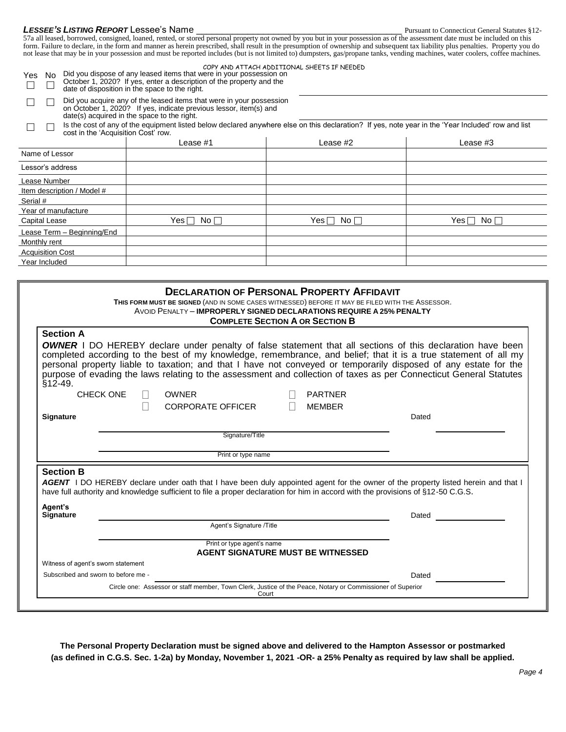***LESSEE'S LISTING REPORT*** Lessee's Name ____________________________________________ Pursuant to Connecticut General Statutes §12-57a all leased, borrowed, consigned, loaned, rented, or stored personal property not owned by you but in your possession as of the assessment date must be included on this form. Failure to declare, in the form and manner as herein prescribed, shall result in the presumption of ownership and subsequent tax liability plus penalties. Property you do not lease that may be in your possession and must be reported includes (but is not limited to) dumpsters, gas/propane tanks, vending machines, water coolers, coffee machines.

COPY AND ATTACH ADDITIONAL SHEETS IF NEEDED

| Yes | No | | |
|---|---|---|---|
| ☐ | ☐ | Did you dispose of any leased items that were in your possession on October 1, 2020? If yes, enter a description of the property and the date of disposition in the space to the right. | |
| ☐ | ☐ | Did you acquire any of the leased items that were in your possession on October 1, 2020? If yes, indicate previous lessor, item(s) and date(s) acquired in the space to the right. | |
| ☐ | ☐ | Is the cost of any of the equipment listed below declared anywhere else on this declaration? If yes, note year in the 'Year Included' row and list cost in the 'Acquisition Cost' row. | |

| | Lease #1 | Lease #2 | Lease #3 |
|---|---|---|---|
| Name of Lessor | | | |
| Lessor's address | | | |
| Lease Number | | | |
| Item description / Model # | | | |
| Serial # | | | |
| Year of manufacture | | | |
| Capital Lease | Yes ☐ No ☐ | Yes ☐ No ☐ | Yes ☐ No ☐ |
| Lease Term – Beginning/End | | | |
| Monthly rent | | | |
| Acquisition Cost | | | |
| Year Included | | | |

## DECLARATION OF PERSONAL PROPERTY AFFIDAVIT

**THIS FORM MUST BE SIGNED** (AND IN SOME CASES WITNESSED) **BEFORE IT MAY BE FILED WITH THE ASSESSOR.**

AVOID PENALTY – **IMPROPERLY SIGNED DECLARATIONS REQUIRE A 25% PENALTY**

**COMPLETE SECTION A OR SECTION B**

### Section A

***OWNER*** I DO HEREBY declare under penalty of false statement that all sections of this declaration have been completed according to the best of my knowledge, remembrance, and belief; that it is a true statement of all my personal property liable to taxation; and that I have not conveyed or temporarily disposed of any estate for the purpose of evading the laws relating to the assessment and collection of taxes as per Connecticut General Statutes §12-49.

CHECK ONE ☐ OWNER ☐ PARTNER ☐ CORPORATE OFFICER ☐ MEMBER

**Signature** ____________________ Dated ____________
Signature/Title

____________________
Print or type name

### Section B

***AGENT*** I DO HEREBY declare under oath that I have been duly appointed agent for the owner of the property listed herein and that I have full authority and knowledge sufficient to file a proper declaration for him in accord with the provisions of §12-50 C.G.S.

**Agent's Signature** ____________________ Dated ____________
Agent's Signature /Title

____________________
Print or type agent's name

**AGENT SIGNATURE MUST BE WITNESSED**

Witness of agent's sworn statement

Subscribed and sworn to before me - ____________________ Dated ____________

Circle one: Assessor or staff member, Town Clerk, Justice of the Peace, Notary or Commissioner of Superior Court

**The Personal Property Declaration must be signed above and delivered to the Hampton Assessor or postmarked (as defined in C.G.S. Sec. 1-2a) by Monday, November 1, 2021 -OR- a 25% Penalty as required by law shall be applied.**